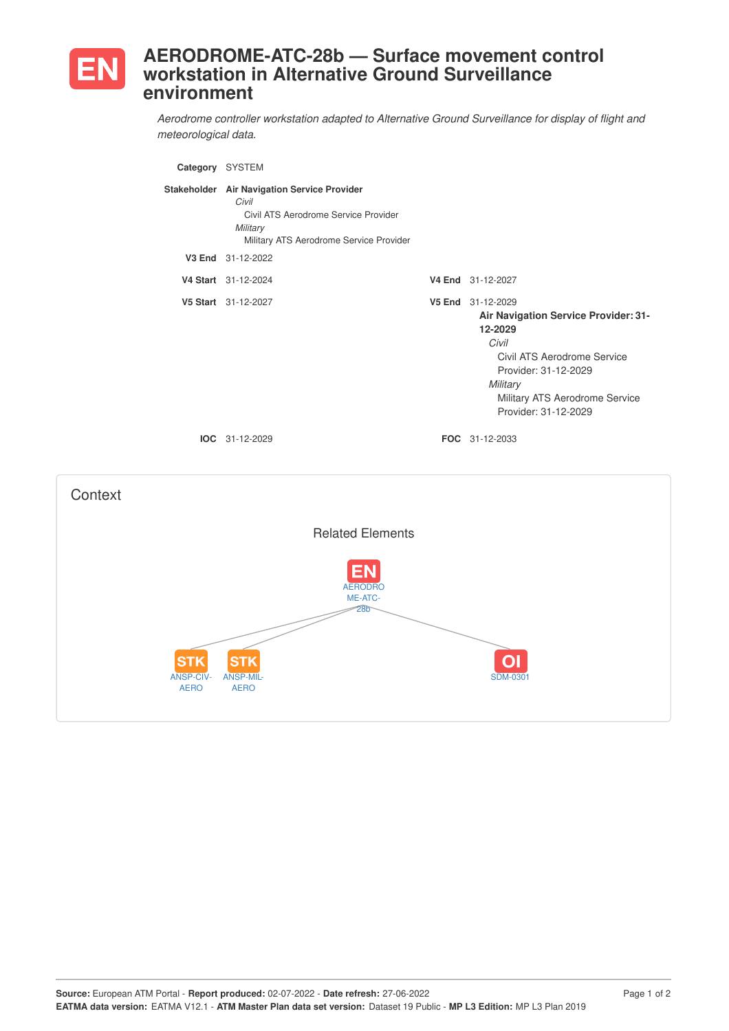# EN AERODROME-ATC-28b — Surface movement control workstation in Alternative Ground Surveillance environment

*Aerodrome controller workstation adapted to Alternative Ground Surveillance for display of flight and meteorological data.*

**Category** SYSTEM

**Stakeholder** **Air Navigation Service Provider**
*Civil*
Civil ATS Aerodrome Service Provider
*Military*
Military ATS Aerodrome Service Provider

**V3 End** 31-12-2022

**V4 Start** 31-12-2024 **V4 End** 31-12-2027

**V5 Start** 31-12-2027 **V5 End** 31-12-2029

**Air Navigation Service Provider: 31-12-2029**
*Civil*
Civil ATS Aerodrome Service Provider: 31-12-2029
*Military*
Military ATS Aerodrome Service Provider: 31-12-2029

**IOC** 31-12-2029 **FOC** 31-12-2033

## Context

### Related Elements

- EN AERODROME-ATC-28b
  - STK ANSP-CIV-AERO
  - STK ANSP-MIL-AERO
  - OI SDM-0301

**Source:** European ATM Portal - **Report produced:** 02-07-2022 - **Date refresh:** 27-06-2022
**EATMA data version:** EATMA V12.1 - **ATM Master Plan data set version:** Dataset 19 Public - **MP L3 Edition:** MP L3 Plan 2019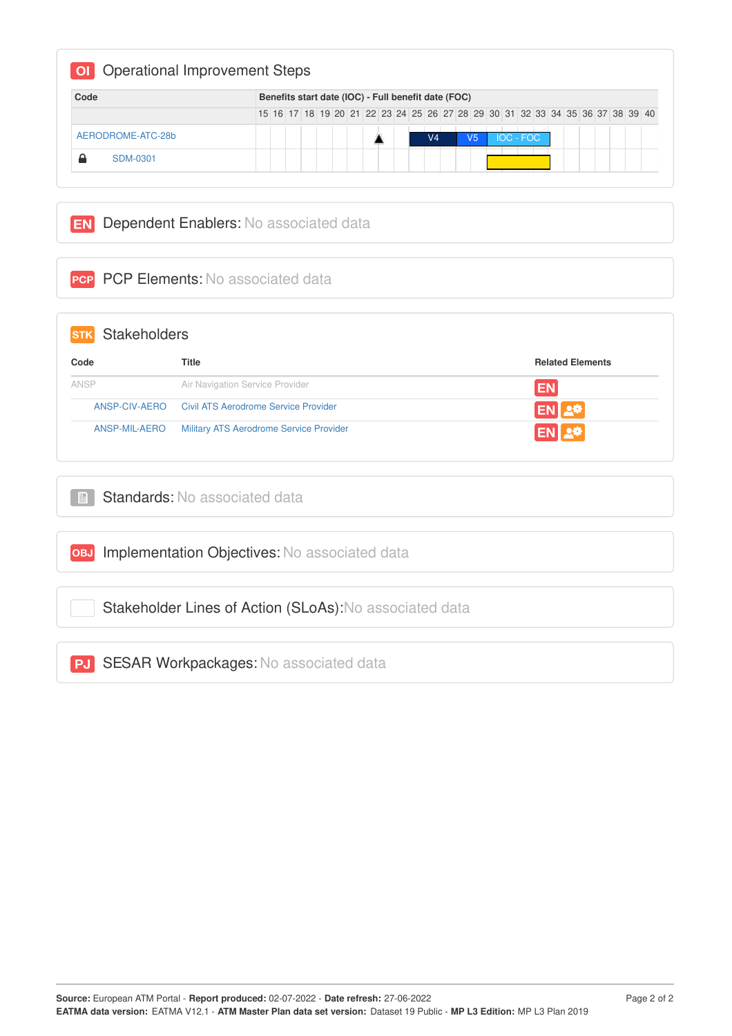## OI Operational Improvement Steps

| Code | Benefits start date (IOC) - Full benefit date (FOC) |
|---|---|
| | 15 16 17 18 19 20 21 22 23 24 25 26 27 28 29 30 31 32 33 34 35 36 37 38 39 40 |
| AERODROME-ATC-28b | V4 V5 IOC - FOC |
| SDM-0301 | |

## EN Dependent Enablers: No associated data

## PCP PCP Elements: No associated data

## STK Stakeholders

| Code | Title | Related Elements |
|---|---|---|
| ANSP | Air Navigation Service Provider | EN |
| ANSP-CIV-AERO | Civil ATS Aerodrome Service Provider | EN |
| ANSP-MIL-AERO | Military ATS Aerodrome Service Provider | EN |

## Standards: No associated data

## OBJ Implementation Objectives: No associated data

## Stakeholder Lines of Action (SLoAs): No associated data

## PJ SESAR Workpackages: No associated data

**Source:** European ATM Portal - **Report produced:** 02-07-2022 - **Date refresh:** 27-06-2022
**EATMA data version:** EATMA V12.1 - **ATM Master Plan data set version:** Dataset 19 Public - **MP L3 Edition:** MP L3 Plan 2019